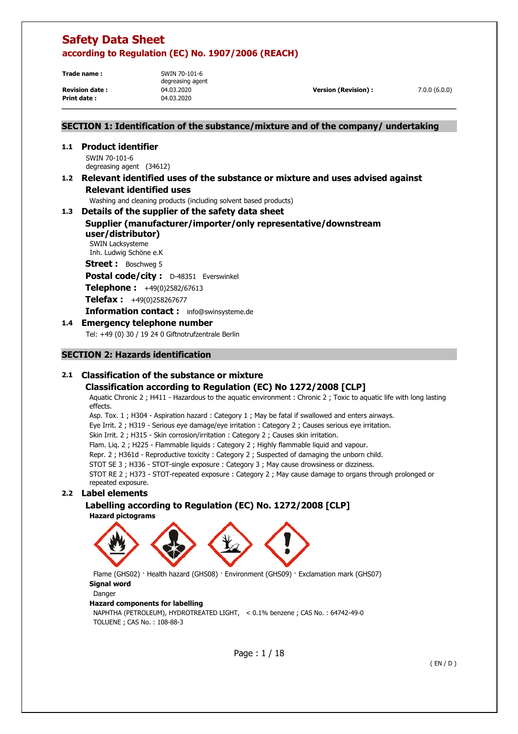# Safety Data Sheet

## according to Regulation (EC) No. 1907/2006 (REACH)

**Trade name :** SWIN 70-101-6 degreasing agent

**Revision date :** 04.03.2020 **Version (Revision) :** 7.0.0 (6.0.0)

**Print date :** 04.03.2020

## SECTION 1: Identification of the substance/mixture and of the company/ undertaking

### 1.1 Product identifier

SWIN 70-101-6
degreasing agent (34612)

### 1.2 Relevant identified uses of the substance or mixture and uses advised against

**Relevant identified uses**

Washing and cleaning products (including solvent based products)

### 1.3 Details of the supplier of the safety data sheet

**Supplier (manufacturer/importer/only representative/downstream user/distributor)**

SWIN Lacksysteme
Inh. Ludwig Schöne e.K

**Street :** Boschweg 5

**Postal code/city :** D-48351 Everswinkel

**Telephone :** +49(0)2582/67613

**Telefax :** +49(0)258267677

**Information contact :** info@swinsysteme.de

### 1.4 Emergency telephone number

Tel: +49 (0) 30 / 19 24 0 Giftnotrufzentrale Berlin

## SECTION 2: Hazards identification

### 2.1 Classification of the substance or mixture

**Classification according to Regulation (EC) No 1272/2008 [CLP]**

Aquatic Chronic 2 ; H411 - Hazardous to the aquatic environment : Chronic 2 ; Toxic to aquatic life with long lasting effects.

Asp. Tox. 1 ; H304 - Aspiration hazard : Category 1 ; May be fatal if swallowed and enters airways.

Eye Irrit. 2 ; H319 - Serious eye damage/eye irritation : Category 2 ; Causes serious eye irritation.

Skin Irrit. 2 ; H315 - Skin corrosion/irritation : Category 2 ; Causes skin irritation.

Flam. Liq. 2 ; H225 - Flammable liquids : Category 2 ; Highly flammable liquid and vapour.

Repr. 2 ; H361d - Reproductive toxicity : Category 2 ; Suspected of damaging the unborn child.

STOT SE 3 ; H336 - STOT-single exposure : Category 3 ; May cause drowsiness or dizziness.

STOT RE 2 ; H373 - STOT-repeated exposure : Category 2 ; May cause damage to organs through prolonged or repeated exposure.

### 2.2 Label elements

**Labelling according to Regulation (EC) No. 1272/2008 [CLP]**

**Hazard pictograms**

Flame (GHS02) · Health hazard (GHS08) · Environment (GHS09) · Exclamation mark (GHS07)

**Signal word**

Danger

**Hazard components for labelling**

NAPHTHA (PETROLEUM), HYDROTREATED LIGHT, < 0.1% benzene ; CAS No. : 64742-49-0
TOLUENE ; CAS No. : 108-88-3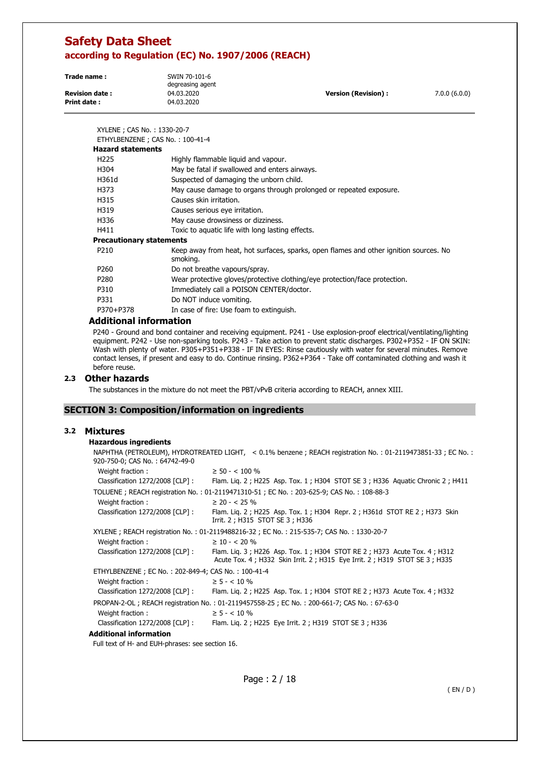XYLENE ; CAS No. : 1330-20-7
ETHYLBENZENE ; CAS No. : 100-41-4

**Hazard statements**

| | |
|---|---|
| H225 | Highly flammable liquid and vapour. |
| H304 | May be fatal if swallowed and enters airways. |
| H361d | Suspected of damaging the unborn child. |
| H373 | May cause damage to organs through prolonged or repeated exposure. |
| H315 | Causes skin irritation. |
| H319 | Causes serious eye irritation. |
| H336 | May cause drowsiness or dizziness. |
| H411 | Toxic to aquatic life with long lasting effects. |

**Precautionary statements**

| | |
|---|---|
| P210 | Keep away from heat, hot surfaces, sparks, open flames and other ignition sources. No smoking. |
| P260 | Do not breathe vapours/spray. |
| P280 | Wear protective gloves/protective clothing/eye protection/face protection. |
| P310 | Immediately call a POISON CENTER/doctor. |
| P331 | Do NOT induce vomiting. |
| P370+P378 | In case of fire: Use foam to extinguish. |

### Additional information

P240 - Ground and bond container and receiving equipment. P241 - Use explosion-proof electrical/ventilating/lighting equipment. P242 - Use non-sparking tools. P243 - Take action to prevent static discharges. P302+P352 - IF ON SKIN: Wash with plenty of water. P305+P351+P338 - IF IN EYES: Rinse cautiously with water for several minutes. Remove contact lenses, if present and easy to do. Continue rinsing. P362+P364 - Take off contaminated clothing and wash it before reuse.

### 2.3 Other hazards

The substances in the mixture do not meet the PBT/vPvB criteria according to REACH, annex XIII.

## SECTION 3: Composition/information on ingredients

### 3.2 Mixtures

**Hazardous ingredients**

NAPHTHA (PETROLEUM), HYDROTREATED LIGHT, < 0.1% benzene ; REACH registration No. : 01-2119473851-33 ; EC No. : 920-750-0; CAS No. : 64742-49-0

| | |
|---|---|
| Weight fraction : | ≥ 50 - < 100 % |
| Classification 1272/2008 [CLP] : | Flam. Liq. 2 ; H225 Asp. Tox. 1 ; H304 STOT SE 3 ; H336 Aquatic Chronic 2 ; H411 |

TOLUENE ; REACH registration No. : 01-2119471310-51 ; EC No. : 203-625-9; CAS No. : 108-88-3

| | |
|---|---|
| Weight fraction : | ≥ 20 - < 25 % |
| Classification 1272/2008 [CLP] : | Flam. Liq. 2 ; H225 Asp. Tox. 1 ; H304 Repr. 2 ; H361d STOT RE 2 ; H373 Skin Irrit. 2 ; H315 STOT SE 3 ; H336 |

XYLENE ; REACH registration No. : 01-2119488216-32 ; EC No. : 215-535-7; CAS No. : 1330-20-7

| | |
|---|---|
| Weight fraction : | ≥ 10 - < 20 % |
| Classification 1272/2008 [CLP] : | Flam. Liq. 3 ; H226 Asp. Tox. 1 ; H304 STOT RE 2 ; H373 Acute Tox. 4 ; H312 Acute Tox. 4 ; H332 Skin Irrit. 2 ; H315 Eye Irrit. 2 ; H319 STOT SE 3 ; H335 |

ETHYLBENZENE ; EC No. : 202-849-4; CAS No. : 100-41-4

| | |
|---|---|
| Weight fraction : | ≥ 5 - < 10 % |
| Classification 1272/2008 [CLP] : | Flam. Liq. 2 ; H225 Asp. Tox. 1 ; H304 STOT RE 2 ; H373 Acute Tox. 4 ; H332 |

PROPAN-2-OL ; REACH registration No. : 01-2119457558-25 ; EC No. : 200-661-7; CAS No. : 67-63-0

| | |
|---|---|
| Weight fraction : | ≥ 5 - < 10 % |
| Classification 1272/2008 [CLP] : | Flam. Liq. 2 ; H225 Eye Irrit. 2 ; H319 STOT SE 3 ; H336 |

**Additional information**

Full text of H- and EUH-phrases: see section 16.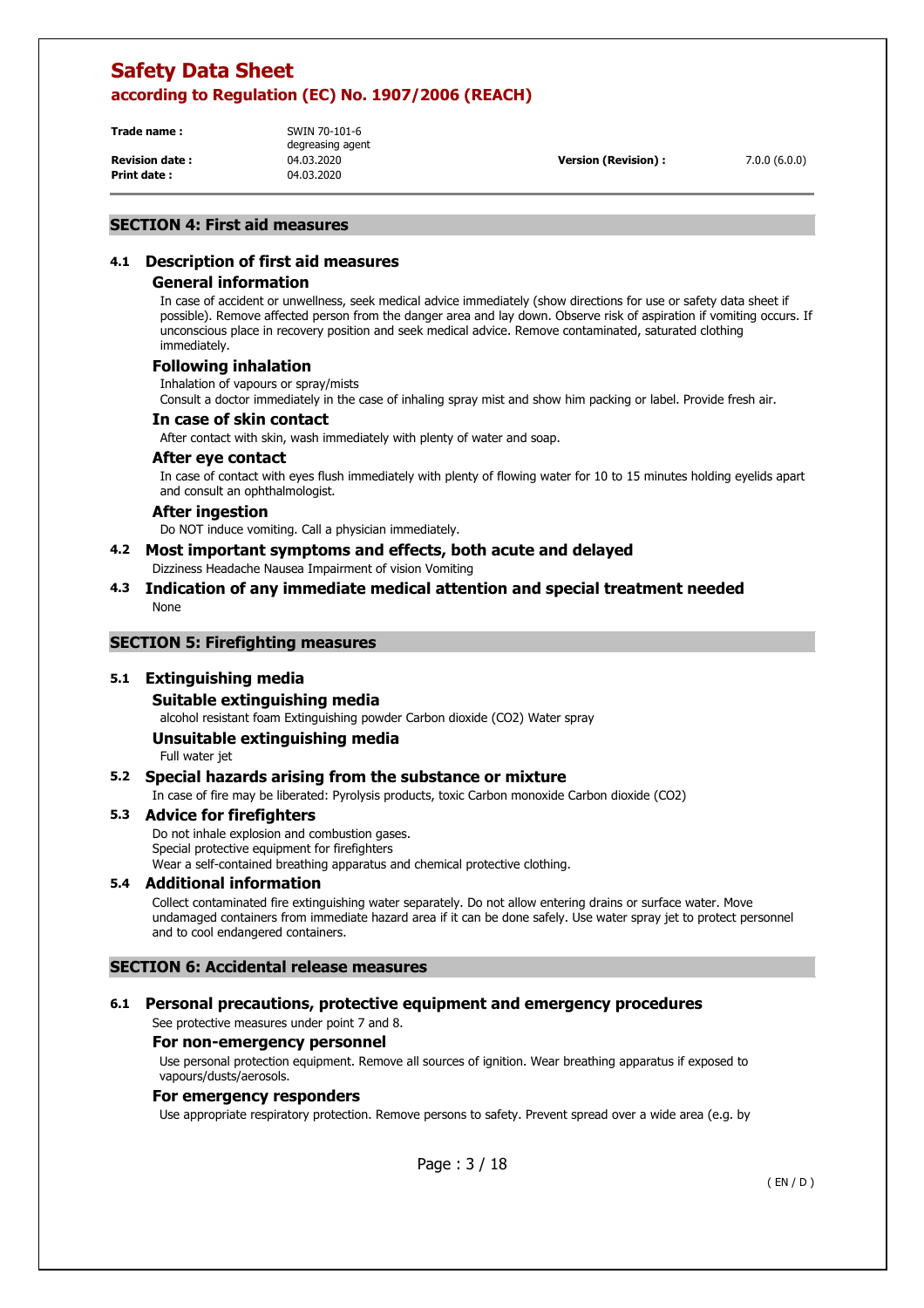## SECTION 4: First aid measures

### 4.1 Description of first aid measures

#### General information

In case of accident or unwellness, seek medical advice immediately (show directions for use or safety data sheet if possible). Remove affected person from the danger area and lay down. Observe risk of aspiration if vomiting occurs. If unconscious place in recovery position and seek medical advice. Remove contaminated, saturated clothing immediately.

#### Following inhalation

Inhalation of vapours or spray/mists

Consult a doctor immediately in the case of inhaling spray mist and show him packing or label. Provide fresh air.

#### In case of skin contact

After contact with skin, wash immediately with plenty of water and soap.

#### After eye contact

In case of contact with eyes flush immediately with plenty of flowing water for 10 to 15 minutes holding eyelids apart and consult an ophthalmologist.

#### After ingestion

Do NOT induce vomiting. Call a physician immediately.

### 4.2 Most important symptoms and effects, both acute and delayed

Dizziness Headache Nausea Impairment of vision Vomiting

### 4.3 Indication of any immediate medical attention and special treatment needed

None

## SECTION 5: Firefighting measures

### 5.1 Extinguishing media

#### Suitable extinguishing media

alcohol resistant foam Extinguishing powder Carbon dioxide ($CO_2$) Water spray

#### Unsuitable extinguishing media

Full water jet

### 5.2 Special hazards arising from the substance or mixture

In case of fire may be liberated: Pyrolysis products, toxic Carbon monoxide Carbon dioxide ($CO_2$)

### 5.3 Advice for firefighters

Do not inhale explosion and combustion gases.

Special protective equipment for firefighters

Wear a self-contained breathing apparatus and chemical protective clothing.

### 5.4 Additional information

Collect contaminated fire extinguishing water separately. Do not allow entering drains or surface water. Move undamaged containers from immediate hazard area if it can be done safely. Use water spray jet to protect personnel and to cool endangered containers.

## SECTION 6: Accidental release measures

### 6.1 Personal precautions, protective equipment and emergency procedures

See protective measures under point 7 and 8.

#### For non-emergency personnel

Use personal protection equipment. Remove all sources of ignition. Wear breathing apparatus if exposed to vapours/dusts/aerosols.

#### For emergency responders

Use appropriate respiratory protection. Remove persons to safety. Prevent spread over a wide area (e.g. by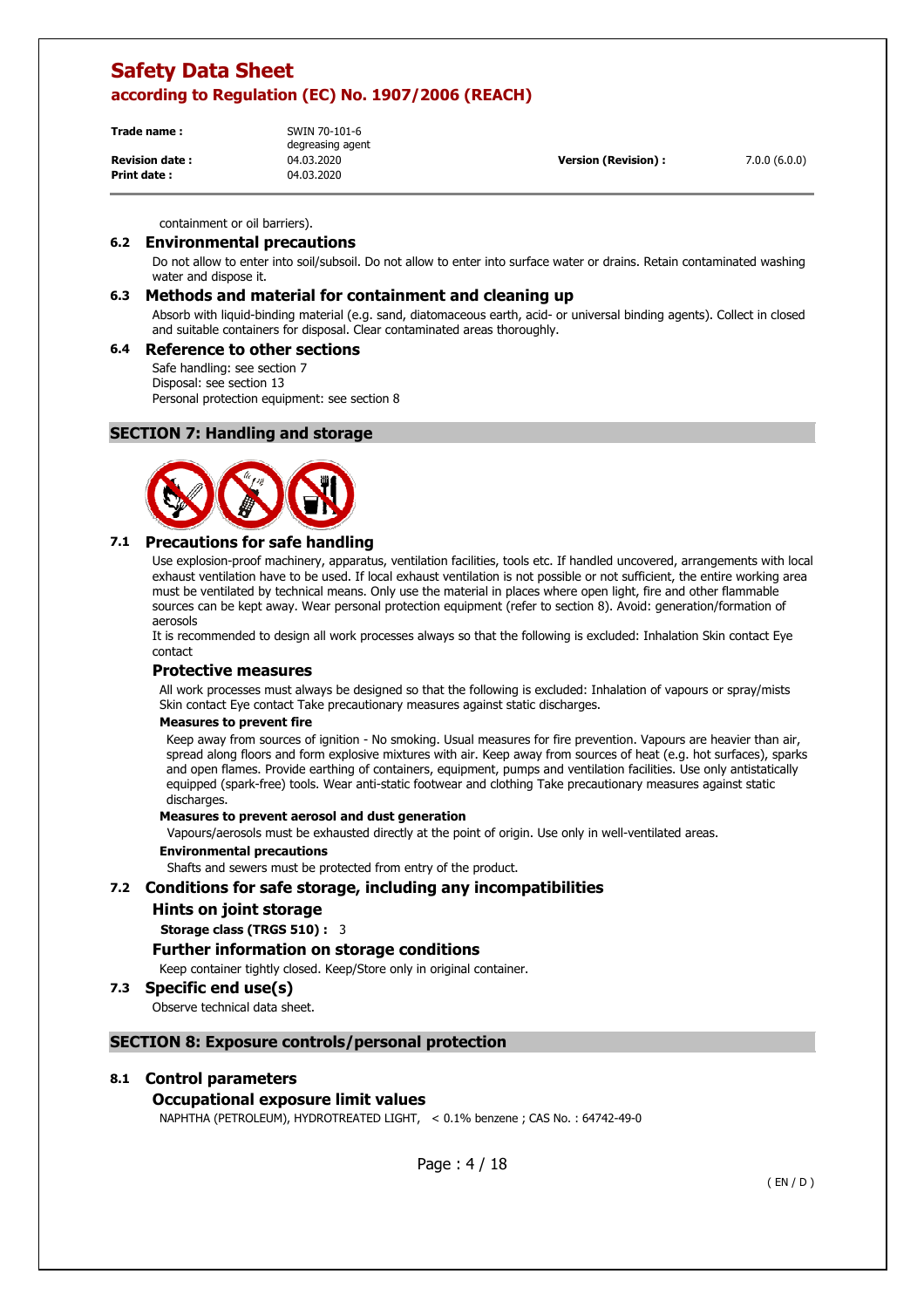containment or oil barriers).

### 6.2 Environmental precautions

Do not allow to enter into soil/subsoil. Do not allow to enter into surface water or drains. Retain contaminated washing water and dispose it.

### 6.3 Methods and material for containment and cleaning up

Absorb with liquid-binding material (e.g. sand, diatomaceous earth, acid- or universal binding agents). Collect in closed and suitable containers for disposal. Clear contaminated areas thoroughly.

### 6.4 Reference to other sections

Safe handling: see section 7
Disposal: see section 13
Personal protection equipment: see section 8

## SECTION 7: Handling and storage

### 7.1 Precautions for safe handling

Use explosion-proof machinery, apparatus, ventilation facilities, tools etc. If handled uncovered, arrangements with local exhaust ventilation have to be used. If local exhaust ventilation is not possible or not sufficient, the entire working area must be ventilated by technical means. Only use the material in places where open light, fire and other flammable sources can be kept away. Wear personal protection equipment (refer to section 8). Avoid: generation/formation of aerosols

It is recommended to design all work processes always so that the following is excluded: Inhalation Skin contact Eye contact

#### Protective measures

All work processes must always be designed so that the following is excluded: Inhalation of vapours or spray/mists Skin contact Eye contact Take precautionary measures against static discharges.

**Measures to prevent fire**

Keep away from sources of ignition - No smoking. Usual measures for fire prevention. Vapours are heavier than air, spread along floors and form explosive mixtures with air. Keep away from sources of heat (e.g. hot surfaces), sparks and open flames. Provide earthing of containers, equipment, pumps and ventilation facilities. Use only antistatically equipped (spark-free) tools. Wear anti-static footwear and clothing Take precautionary measures against static discharges.

**Measures to prevent aerosol and dust generation**

Vapours/aerosols must be exhausted directly at the point of origin. Use only in well-ventilated areas.

**Environmental precautions**

Shafts and sewers must be protected from entry of the product.

### 7.2 Conditions for safe storage, including any incompatibilities

#### Hints on joint storage

**Storage class (TRGS 510) :** 3

#### Further information on storage conditions

Keep container tightly closed. Keep/Store only in original container.

### 7.3 Specific end use(s)

Observe technical data sheet.

## SECTION 8: Exposure controls/personal protection

### 8.1 Control parameters

#### Occupational exposure limit values

NAPHTHA (PETROLEUM), HYDROTREATED LIGHT, < 0.1% benzene ; CAS No. : 64742-49-0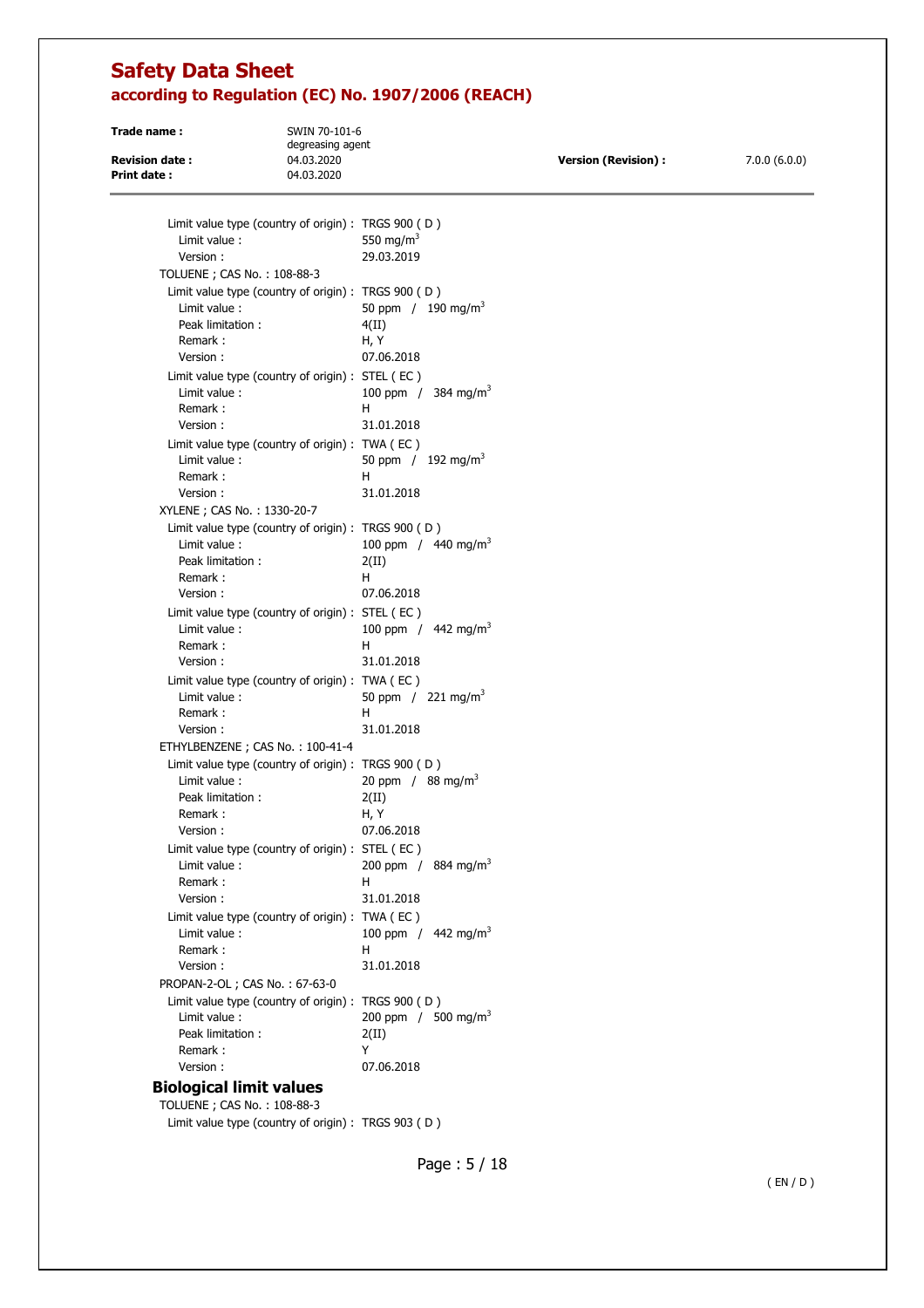Limit value type (country of origin) : TRGS 900 ( D )
Limit value : 550 mg/m³
Version : 29.03.2019

TOLUENE ; CAS No. : 108-88-3

Limit value type (country of origin) : TRGS 900 ( D )
Limit value : 50 ppm / 190 mg/m³
Peak limitation : 4(II)
Remark : H, Y
Version : 07.06.2018

Limit value type (country of origin) : STEL ( EC )
Limit value : 100 ppm / 384 mg/m³
Remark : H
Version : 31.01.2018

Limit value type (country of origin) : TWA ( EC )
Limit value : 50 ppm / 192 mg/m³
Remark : H
Version : 31.01.2018

XYLENE ; CAS No. : 1330-20-7

Limit value type (country of origin) : TRGS 900 ( D )
Limit value : 100 ppm / 440 mg/m³
Peak limitation : 2(II)
Remark : H
Version : 07.06.2018

Limit value type (country of origin) : STEL ( EC )
Limit value : 100 ppm / 442 mg/m³
Remark : H
Version : 31.01.2018

Limit value type (country of origin) : TWA ( EC )
Limit value : 50 ppm / 221 mg/m³
Remark : H
Version : 31.01.2018

ETHYLBENZENE ; CAS No. : 100-41-4

Limit value type (country of origin) : TRGS 900 ( D )
Limit value : 20 ppm / 88 mg/m³
Peak limitation : 2(II)
Remark : H, Y
Version : 07.06.2018

Limit value type (country of origin) : STEL ( EC )
Limit value : 200 ppm / 884 mg/m³
Remark : H
Version : 31.01.2018

Limit value type (country of origin) : TWA ( EC )
Limit value : 100 ppm / 442 mg/m³
Remark : H
Version : 31.01.2018

PROPAN-2-OL ; CAS No. : 67-63-0

Limit value type (country of origin) : TRGS 900 ( D )
Limit value : 200 ppm / 500 mg/m³
Peak limitation : 2(II)
Remark : Y
Version : 07.06.2018

### Biological limit values

TOLUENE ; CAS No. : 108-88-3

Limit value type (country of origin) : TRGS 903 ( D )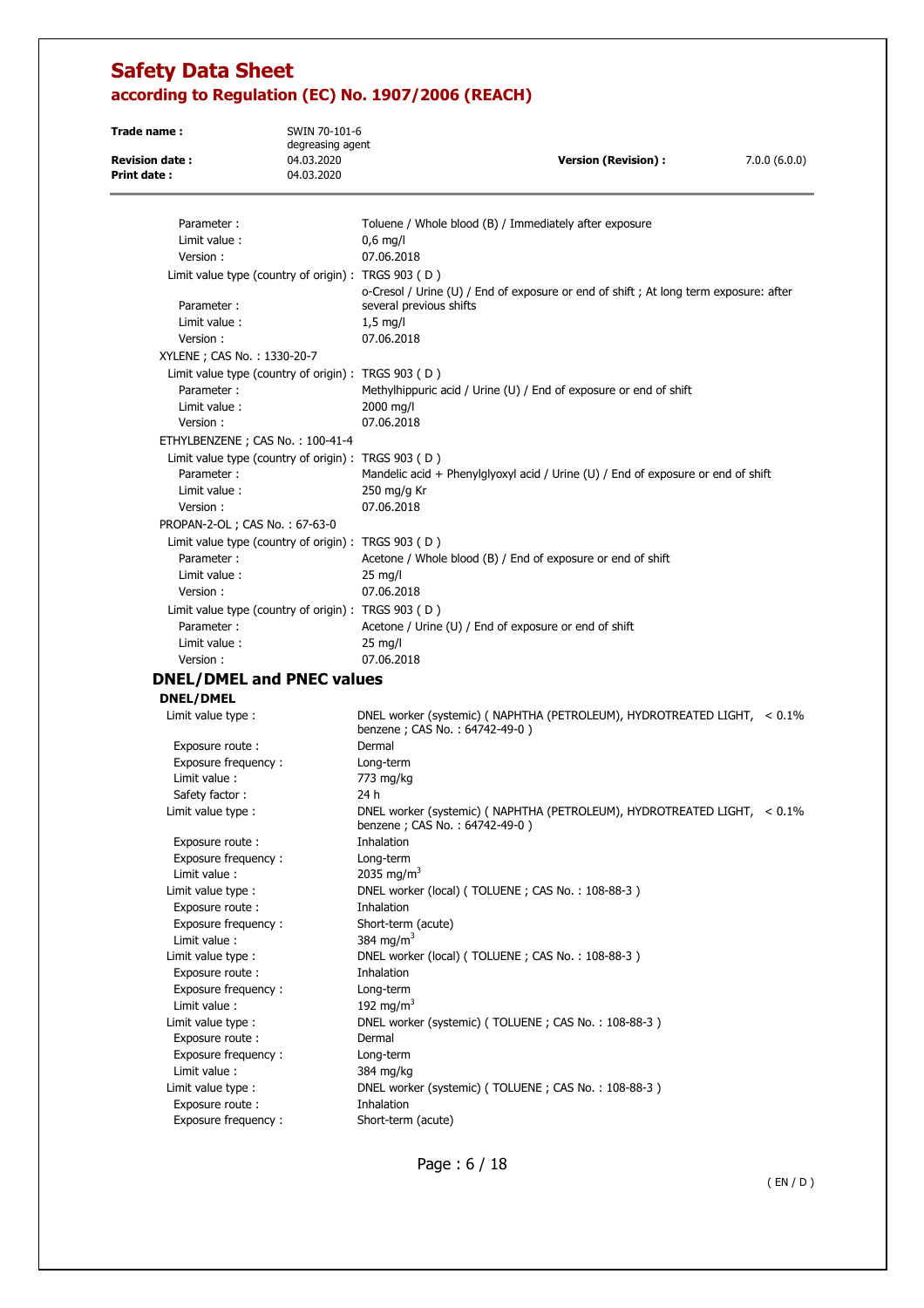Parameter : Toluene / Whole blood (B) / Immediately after exposure
Limit value : 0,6 mg/l
Version : 07.06.2018

Limit value type (country of origin) : TRGS 903 ( D )
Parameter : o-Cresol / Urine (U) / End of exposure or end of shift ; At long term exposure: after several previous shifts
Limit value : 1,5 mg/l
Version : 07.06.2018

XYLENE ; CAS No. : 1330-20-7

Limit value type (country of origin) : TRGS 903 ( D )
Parameter : Methylhippuric acid / Urine (U) / End of exposure or end of shift
Limit value : 2000 mg/l
Version : 07.06.2018

ETHYLBENZENE ; CAS No. : 100-41-4

Limit value type (country of origin) : TRGS 903 ( D )
Parameter : Mandelic acid + Phenylglyoxyl acid / Urine (U) / End of exposure or end of shift
Limit value : 250 mg/g Kr
Version : 07.06.2018

PROPAN-2-OL ; CAS No. : 67-63-0

Limit value type (country of origin) : TRGS 903 ( D )
Parameter : Acetone / Whole blood (B) / End of exposure or end of shift
Limit value : 25 mg/l
Version : 07.06.2018

Limit value type (country of origin) : TRGS 903 ( D )
Parameter : Acetone / Urine (U) / End of exposure or end of shift
Limit value : 25 mg/l
Version : 07.06.2018

## DNEL/DMEL and PNEC values

### DNEL/DMEL

Limit value type : DNEL worker (systemic) ( NAPHTHA (PETROLEUM), HYDROTREATED LIGHT, < 0.1% benzene ; CAS No. : 64742-49-0 )
Exposure route : Dermal
Exposure frequency : Long-term
Limit value : 773 mg/kg
Safety factor : 24 h

Limit value type : DNEL worker (systemic) ( NAPHTHA (PETROLEUM), HYDROTREATED LIGHT, < 0.1% benzene ; CAS No. : 64742-49-0 )
Exposure route : Inhalation
Exposure frequency : Long-term
Limit value : 2035 $mg/m^3$

Limit value type : DNEL worker (local) ( TOLUENE ; CAS No. : 108-88-3 )
Exposure route : Inhalation
Exposure frequency : Short-term (acute)
Limit value : 384 $mg/m^3$

Limit value type : DNEL worker (local) ( TOLUENE ; CAS No. : 108-88-3 )
Exposure route : Inhalation
Exposure frequency : Long-term
Limit value : 192 $mg/m^3$

Limit value type : DNEL worker (systemic) ( TOLUENE ; CAS No. : 108-88-3 )
Exposure route : Dermal
Exposure frequency : Long-term
Limit value : 384 mg/kg

Limit value type : DNEL worker (systemic) ( TOLUENE ; CAS No. : 108-88-3 )
Exposure route : Inhalation
Exposure frequency : Short-term (acute)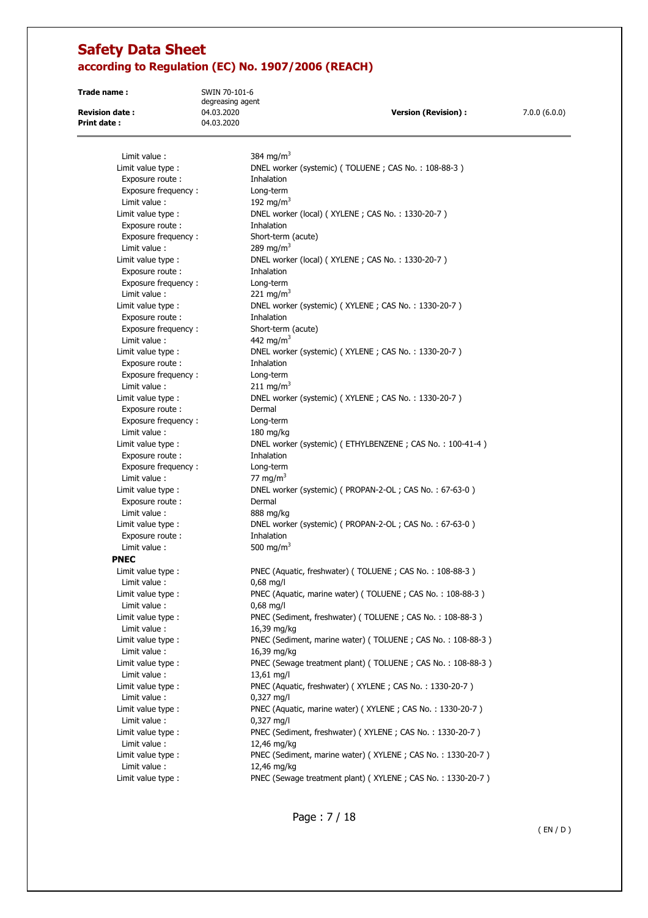Limit value : 384 mg/m$^3$

Limit value type : DNEL worker (systemic) ( TOLUENE ; CAS No. : 108-88-3 )
Exposure route : Inhalation
Exposure frequency : Long-term
Limit value : 192 mg/m$^3$

Limit value type : DNEL worker (local) ( XYLENE ; CAS No. : 1330-20-7 )
Exposure route : Inhalation
Exposure frequency : Short-term (acute)
Limit value : 289 mg/m$^3$

Limit value type : DNEL worker (local) ( XYLENE ; CAS No. : 1330-20-7 )
Exposure route : Inhalation
Exposure frequency : Long-term
Limit value : 221 mg/m$^3$

Limit value type : DNEL worker (systemic) ( XYLENE ; CAS No. : 1330-20-7 )
Exposure route : Inhalation
Exposure frequency : Short-term (acute)
Limit value : 442 mg/m$^3$

Limit value type : DNEL worker (systemic) ( XYLENE ; CAS No. : 1330-20-7 )
Exposure route : Inhalation
Exposure frequency : Long-term
Limit value : 211 mg/m$^3$

Limit value type : DNEL worker (systemic) ( XYLENE ; CAS No. : 1330-20-7 )
Exposure route : Dermal
Exposure frequency : Long-term
Limit value : 180 mg/kg

Limit value type : DNEL worker (systemic) ( ETHYLBENZENE ; CAS No. : 100-41-4 )
Exposure route : Inhalation
Exposure frequency : Long-term
Limit value : 77 mg/m$^3$

Limit value type : DNEL worker (systemic) ( PROPAN-2-OL ; CAS No. : 67-63-0 )
Exposure route : Dermal
Limit value : 888 mg/kg

Limit value type : DNEL worker (systemic) ( PROPAN-2-OL ; CAS No. : 67-63-0 )
Exposure route : Inhalation
Limit value : 500 mg/m$^3$

**PNEC**

Limit value type : PNEC (Aquatic, freshwater) ( TOLUENE ; CAS No. : 108-88-3 )
Limit value : 0,68 mg/l

Limit value type : PNEC (Aquatic, marine water) ( TOLUENE ; CAS No. : 108-88-3 )
Limit value : 0,68 mg/l

Limit value type : PNEC (Sediment, freshwater) ( TOLUENE ; CAS No. : 108-88-3 )
Limit value : 16,39 mg/kg

Limit value type : PNEC (Sediment, marine water) ( TOLUENE ; CAS No. : 108-88-3 )
Limit value : 16,39 mg/kg

Limit value type : PNEC (Sewage treatment plant) ( TOLUENE ; CAS No. : 108-88-3 )
Limit value : 13,61 mg/l

Limit value type : PNEC (Aquatic, freshwater) ( XYLENE ; CAS No. : 1330-20-7 )
Limit value : 0,327 mg/l

Limit value type : PNEC (Aquatic, marine water) ( XYLENE ; CAS No. : 1330-20-7 )
Limit value : 0,327 mg/l

Limit value type : PNEC (Sediment, freshwater) ( XYLENE ; CAS No. : 1330-20-7 )
Limit value : 12,46 mg/kg

Limit value type : PNEC (Sediment, marine water) ( XYLENE ; CAS No. : 1330-20-7 )
Limit value : 12,46 mg/kg

Limit value type : PNEC (Sewage treatment plant) ( XYLENE ; CAS No. : 1330-20-7 )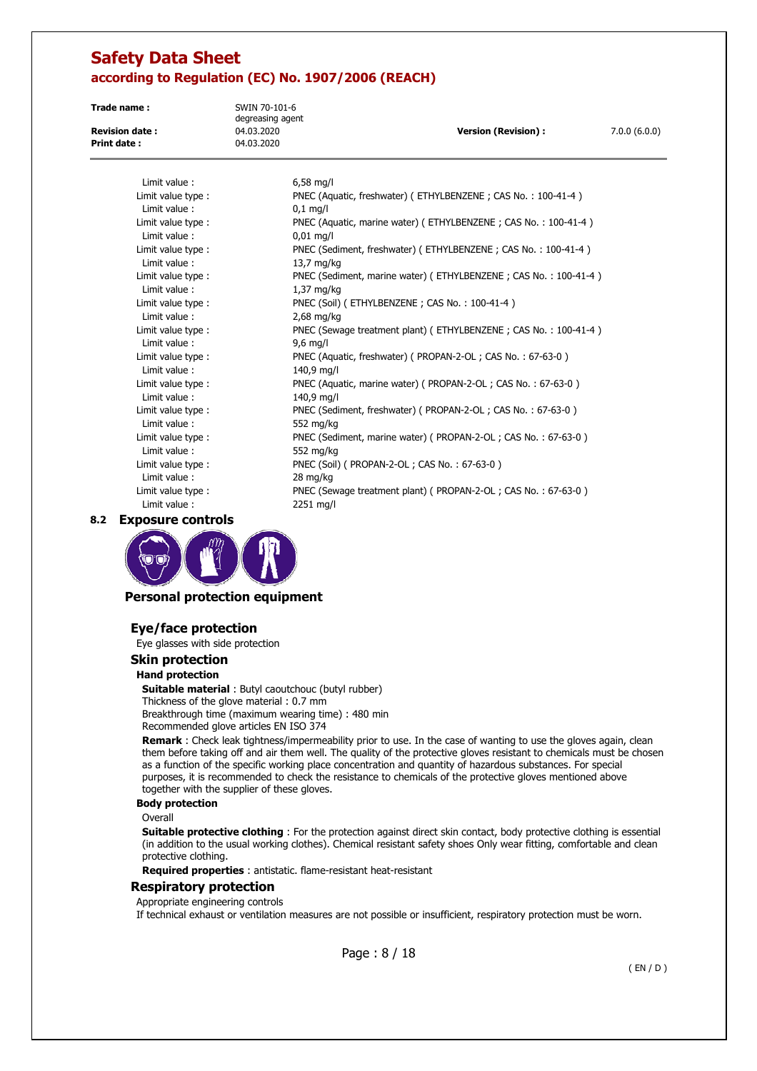Limit value : 6,58 mg/l
Limit value type : PNEC (Aquatic, freshwater) ( ETHYLBENZENE ; CAS No. : 100-41-4 )
Limit value : 0,1 mg/l
Limit value type : PNEC (Aquatic, marine water) ( ETHYLBENZENE ; CAS No. : 100-41-4 )
Limit value : 0,01 mg/l
Limit value type : PNEC (Sediment, freshwater) ( ETHYLBENZENE ; CAS No. : 100-41-4 )
Limit value : 13,7 mg/kg
Limit value type : PNEC (Sediment, marine water) ( ETHYLBENZENE ; CAS No. : 100-41-4 )
Limit value : 1,37 mg/kg
Limit value type : PNEC (Soil) ( ETHYLBENZENE ; CAS No. : 100-41-4 )
Limit value : 2,68 mg/kg
Limit value type : PNEC (Sewage treatment plant) ( ETHYLBENZENE ; CAS No. : 100-41-4 )
Limit value : 9,6 mg/l
Limit value type : PNEC (Aquatic, freshwater) ( PROPAN-2-OL ; CAS No. : 67-63-0 )
Limit value : 140,9 mg/l
Limit value type : PNEC (Aquatic, marine water) ( PROPAN-2-OL ; CAS No. : 67-63-0 )
Limit value : 140,9 mg/l
Limit value type : PNEC (Sediment, freshwater) ( PROPAN-2-OL ; CAS No. : 67-63-0 )
Limit value : 552 mg/kg
Limit value type : PNEC (Sediment, marine water) ( PROPAN-2-OL ; CAS No. : 67-63-0 )
Limit value : 552 mg/kg
Limit value type : PNEC (Soil) ( PROPAN-2-OL ; CAS No. : 67-63-0 )
Limit value : 28 mg/kg
Limit value type : PNEC (Sewage treatment plant) ( PROPAN-2-OL ; CAS No. : 67-63-0 )
Limit value : 2251 mg/l

## 8.2 Exposure controls

### Personal protection equipment

### Eye/face protection

Eye glasses with side protection

### Skin protection

**Hand protection**

**Suitable material** : Butyl caoutchouc (butyl rubber)
Thickness of the glove material : 0.7 mm
Breakthrough time (maximum wearing time) : 480 min
Recommended glove articles EN ISO 374

**Remark** : Check leak tightness/impermeability prior to use. In the case of wanting to use the gloves again, clean them before taking off and air them well. The quality of the protective gloves resistant to chemicals must be chosen as a function of the specific working place concentration and quantity of hazardous substances. For special purposes, it is recommended to check the resistance to chemicals of the protective gloves mentioned above together with the supplier of these gloves.

**Body protection**

Overall

**Suitable protective clothing** : For the protection against direct skin contact, body protective clothing is essential (in addition to the usual working clothes). Chemical resistant safety shoes Only wear fitting, comfortable and clean protective clothing.

**Required properties** : antistatic. flame-resistant heat-resistant

### Respiratory protection

Appropriate engineering controls
If technical exhaust or ventilation measures are not possible or insufficient, respiratory protection must be worn.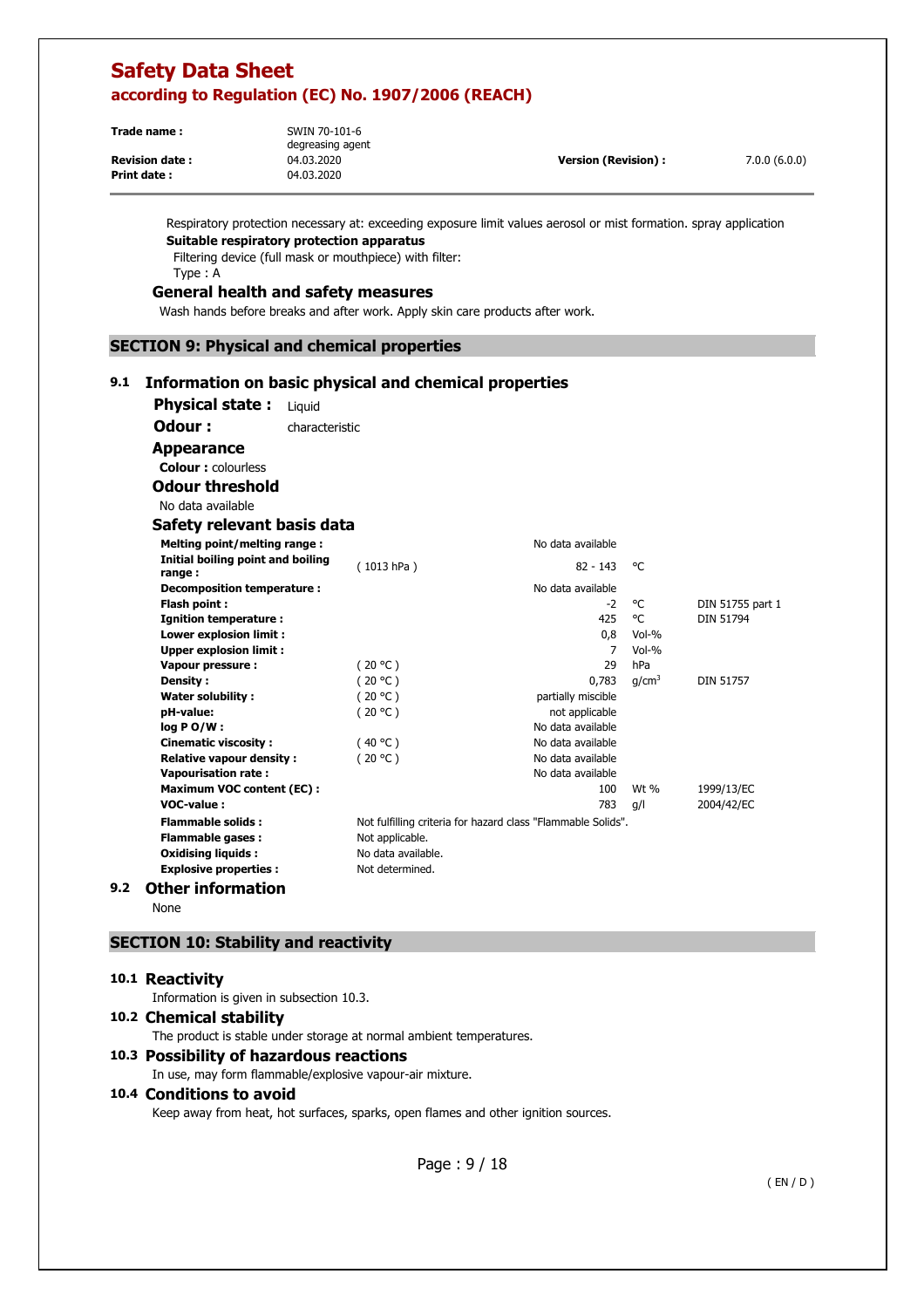Respiratory protection necessary at: exceeding exposure limit values aerosol or mist formation. spray application

**Suitable respiratory protection apparatus**

Filtering device (full mask or mouthpiece) with filter:

Type : A

### General health and safety measures

Wash hands before breaks and after work. Apply skin care products after work.

## SECTION 9: Physical and chemical properties

### 9.1 Information on basic physical and chemical properties

**Physical state :** Liquid

**Odour :** characteristic

**Appearance**

**Colour :** colourless

**Odour threshold**

No data available

**Safety relevant basis data**

| | | | | |
|---|---|---|---|---|
| **Melting point/melting range :** | | No data available | | |
| **Initial boiling point and boiling range :** | ( 1013 hPa ) | 82 - 143 | °C | |
| **Decomposition temperature :** | | No data available | | |
| **Flash point :** | | -2 | °C | DIN 51755 part 1 |
| **Ignition temperature :** | | 425 | °C | DIN 51794 |
| **Lower explosion limit :** | | 0,8 | Vol-% | |
| **Upper explosion limit :** | | 7 | Vol-% | |
| **Vapour pressure :** | ( 20 °C ) | 29 | hPa | |
| **Density :** | ( 20 °C ) | 0,783 | g/cm³ | DIN 51757 |
| **Water solubility :** | ( 20 °C ) | partially miscible | | |
| **pH-value:** | ( 20 °C ) | not applicable | | |
| **log P O/W :** | | No data available | | |
| **Cinematic viscosity :** | ( 40 °C ) | No data available | | |
| **Relative vapour density :** | ( 20 °C ) | No data available | | |
| **Vapourisation rate :** | | No data available | | |
| **Maximum VOC content (EC) :** | | 100 | Wt % | 1999/13/EC |
| **VOC-value :** | | 783 | g/l | 2004/42/EC |
| **Flammable solids :** | Not fulfilling criteria for hazard class "Flammable Solids". | | | |
| **Flammable gases :** | Not applicable. | | | |
| **Oxidising liquids :** | No data available. | | | |
| **Explosive properties :** | Not determined. | | | |

### 9.2 Other information

None

## SECTION 10: Stability and reactivity

### 10.1 Reactivity

Information is given in subsection 10.3.

### 10.2 Chemical stability

The product is stable under storage at normal ambient temperatures.

### 10.3 Possibility of hazardous reactions

In use, may form flammable/explosive vapour-air mixture.

### 10.4 Conditions to avoid

Keep away from heat, hot surfaces, sparks, open flames and other ignition sources.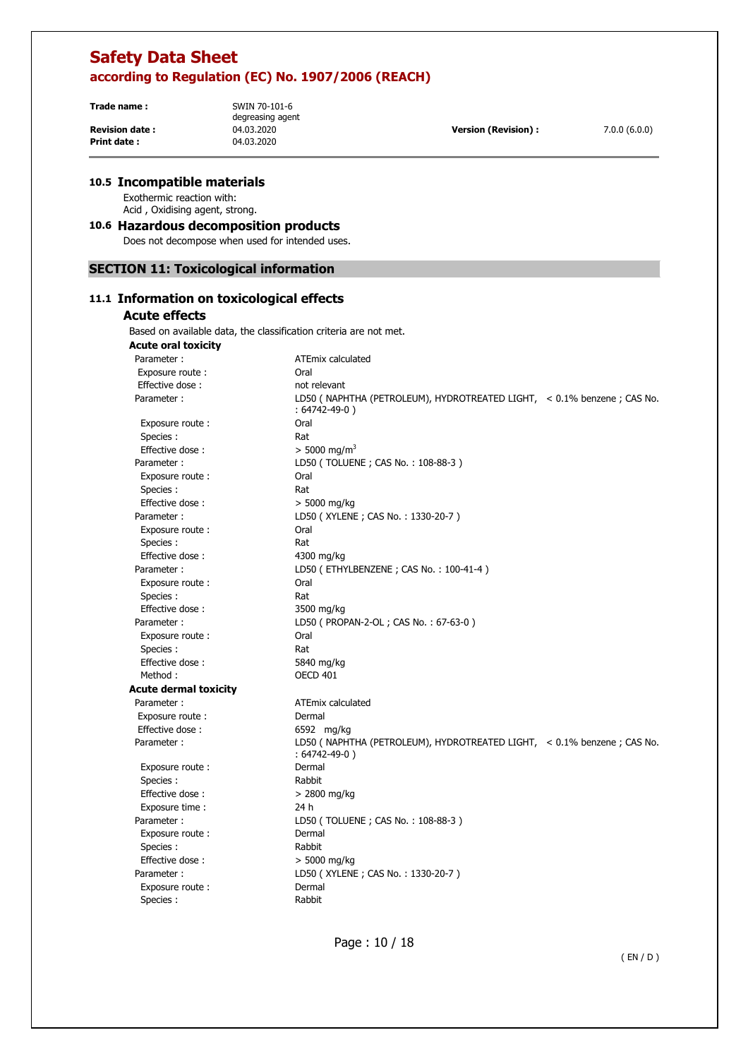### 10.5 Incompatible materials

Exothermic reaction with:
Acid , Oxidising agent, strong.

### 10.6 Hazardous decomposition products

Does not decompose when used for intended uses.

## SECTION 11: Toxicological information

### 11.1 Information on toxicological effects

#### Acute effects

Based on available data, the classification criteria are not met.

**Acute oral toxicity**

| | |
|---|---|
| Parameter : | ATEmix calculated |
| Exposure route : | Oral |
| Effective dose : | not relevant |
| Parameter : | LD50 ( NAPHTHA (PETROLEUM), HYDROTREATED LIGHT, < 0.1% benzene ; CAS No. : 64742-49-0 ) |
| Exposure route : | Oral |
| Species : | Rat |
| Effective dose : | > 5000 mg/m$^3$ |
| Parameter : | LD50 ( TOLUENE ; CAS No. : 108-88-3 ) |
| Exposure route : | Oral |
| Species : | Rat |
| Effective dose : | > 5000 mg/kg |
| Parameter : | LD50 ( XYLENE ; CAS No. : 1330-20-7 ) |
| Exposure route : | Oral |
| Species : | Rat |
| Effective dose : | 4300 mg/kg |
| Parameter : | LD50 ( ETHYLBENZENE ; CAS No. : 100-41-4 ) |
| Exposure route : | Oral |
| Species : | Rat |
| Effective dose : | 3500 mg/kg |
| Parameter : | LD50 ( PROPAN-2-OL ; CAS No. : 67-63-0 ) |
| Exposure route : | Oral |
| Species : | Rat |
| Effective dose : | 5840 mg/kg |
| Method : | OECD 401 |

**Acute dermal toxicity**

| | |
|---|---|
| Parameter : | ATEmix calculated |
| Exposure route : | Dermal |
| Effective dose : | 6592 mg/kg |
| Parameter : | LD50 ( NAPHTHA (PETROLEUM), HYDROTREATED LIGHT, < 0.1% benzene ; CAS No. : 64742-49-0 ) |
| Exposure route : | Dermal |
| Species : | Rabbit |
| Effective dose : | > 2800 mg/kg |
| Exposure time : | 24 h |
| Parameter : | LD50 ( TOLUENE ; CAS No. : 108-88-3 ) |
| Exposure route : | Dermal |
| Species : | Rabbit |
| Effective dose : | > 5000 mg/kg |
| Parameter : | LD50 ( XYLENE ; CAS No. : 1330-20-7 ) |
| Exposure route : | Dermal |
| Species : | Rabbit |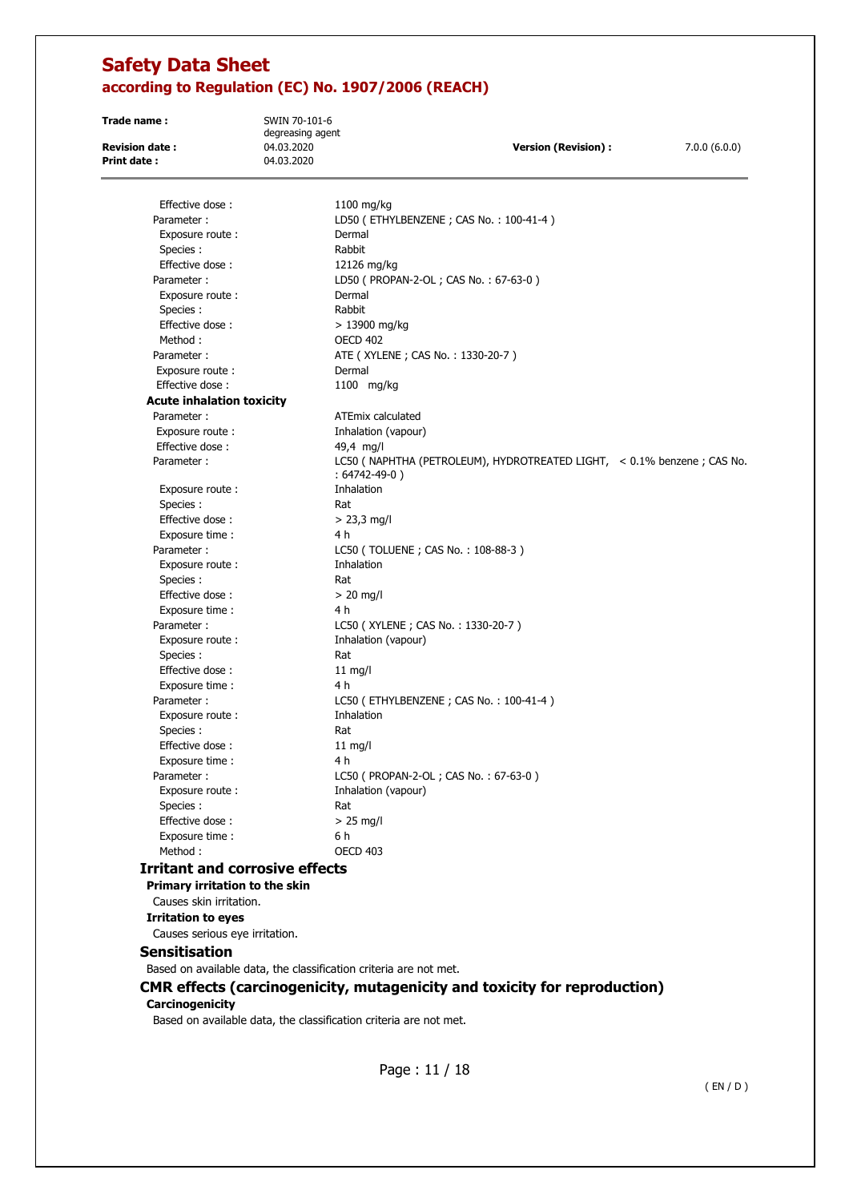Effective dose : 1100 mg/kg

Parameter : LD50 ( ETHYLBENZENE ; CAS No. : 100-41-4 )

Exposure route : Dermal

Species : Rabbit

Effective dose : 12126 mg/kg

Parameter : LD50 ( PROPAN-2-OL ; CAS No. : 67-63-0 )

Exposure route : Dermal

Species : Rabbit

Effective dose : > 13900 mg/kg

Method : OECD 402

Parameter : ATE ( XYLENE ; CAS No. : 1330-20-7 )

Exposure route : Dermal

Effective dose : 1100 mg/kg

**Acute inhalation toxicity**

Parameter : ATEmix calculated

Exposure route : Inhalation (vapour)

Effective dose : 49,4 mg/l

Parameter : LC50 ( NAPHTHA (PETROLEUM), HYDROTREATED LIGHT, < 0.1% benzene ; CAS No. : 64742-49-0 )

Exposure route : Inhalation

Species : Rat

Effective dose : > 23,3 mg/l

Exposure time : 4 h

Parameter : LC50 ( TOLUENE ; CAS No. : 108-88-3 )

Exposure route : Inhalation

Species : Rat

Effective dose : > 20 mg/l

Exposure time : 4 h

Parameter : LC50 ( XYLENE ; CAS No. : 1330-20-7 )

Exposure route : Inhalation (vapour)

Species : Rat

Effective dose : 11 mg/l

Exposure time : 4 h

Parameter : LC50 ( ETHYLBENZENE ; CAS No. : 100-41-4 )

Exposure route : Inhalation

Species : Rat

Effective dose : 11 mg/l

Exposure time : 4 h

Parameter : LC50 ( PROPAN-2-OL ; CAS No. : 67-63-0 )

Exposure route : Inhalation (vapour)

Species : Rat

Effective dose : > 25 mg/l

Exposure time : 6 h

Method : OECD 403

### Irritant and corrosive effects

**Primary irritation to the skin**

Causes skin irritation.

**Irritation to eyes**

Causes serious eye irritation.

### Sensitisation

Based on available data, the classification criteria are not met.

### CMR effects (carcinogenicity, mutagenicity and toxicity for reproduction)

**Carcinogenicity**

Based on available data, the classification criteria are not met.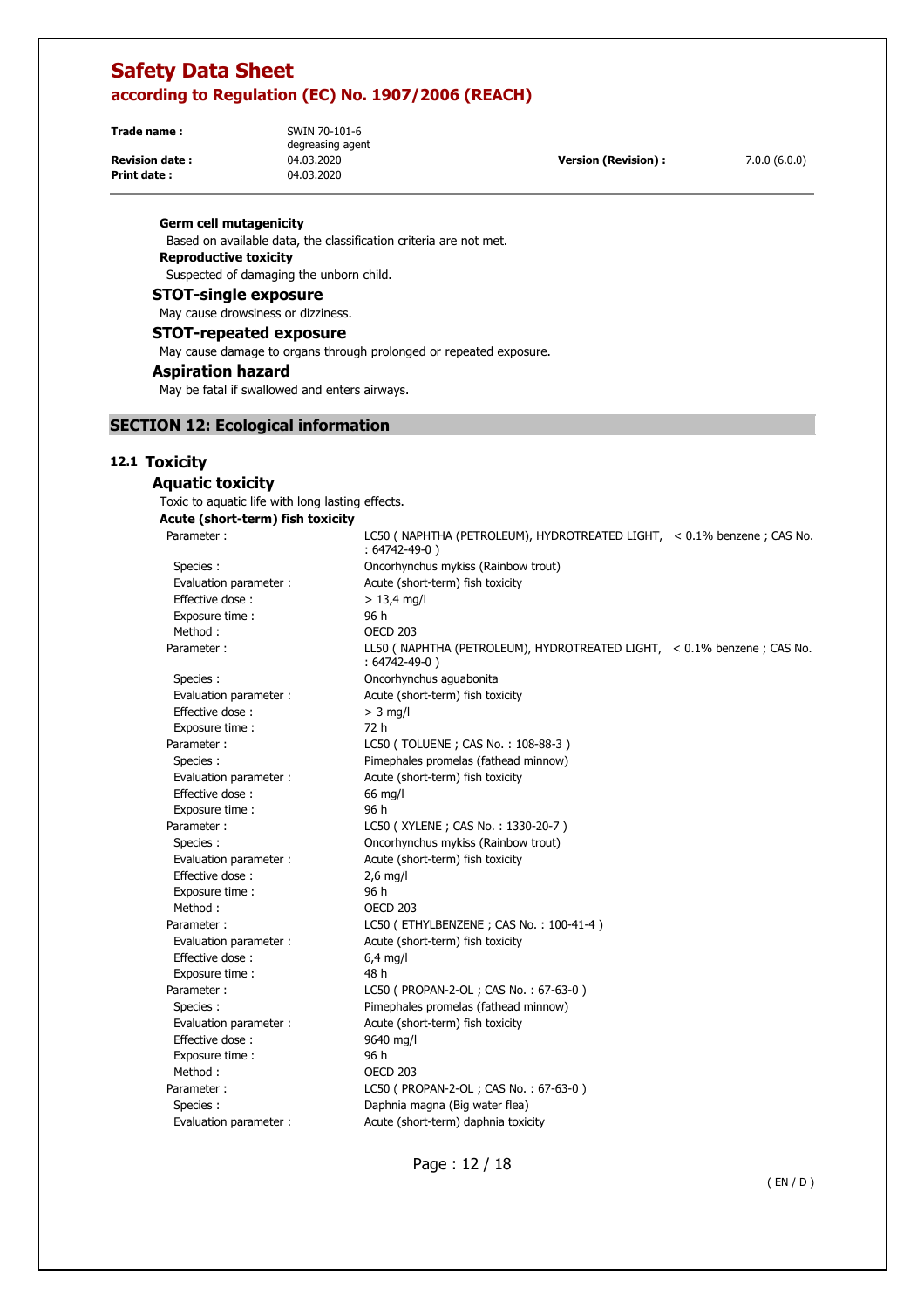**Germ cell mutagenicity**

Based on available data, the classification criteria are not met.

**Reproductive toxicity**

Suspected of damaging the unborn child.

### STOT-single exposure

May cause drowsiness or dizziness.

### STOT-repeated exposure

May cause damage to organs through prolonged or repeated exposure.

### Aspiration hazard

May be fatal if swallowed and enters airways.

## SECTION 12: Ecological information

### 12.1 Toxicity

#### Aquatic toxicity

Toxic to aquatic life with long lasting effects.

**Acute (short-term) fish toxicity**

| | |
|---|---|
| Parameter : | LC50 ( NAPHTHA (PETROLEUM), HYDROTREATED LIGHT, < 0.1% benzene ; CAS No. : 64742-49-0 ) |
| Species : | Oncorhynchus mykiss (Rainbow trout) |
| Evaluation parameter : | Acute (short-term) fish toxicity |
| Effective dose : | > 13,4 mg/l |
| Exposure time : | 96 h |
| Method : | OECD 203 |
| Parameter : | LL50 ( NAPHTHA (PETROLEUM), HYDROTREATED LIGHT, < 0.1% benzene ; CAS No. : 64742-49-0 ) |
| Species : | Oncorhynchus aguabonita |
| Evaluation parameter : | Acute (short-term) fish toxicity |
| Effective dose : | > 3 mg/l |
| Exposure time : | 72 h |
| Parameter : | LC50 ( TOLUENE ; CAS No. : 108-88-3 ) |
| Species : | Pimephales promelas (fathead minnow) |
| Evaluation parameter : | Acute (short-term) fish toxicity |
| Effective dose : | 66 mg/l |
| Exposure time : | 96 h |
| Parameter : | LC50 ( XYLENE ; CAS No. : 1330-20-7 ) |
| Species : | Oncorhynchus mykiss (Rainbow trout) |
| Evaluation parameter : | Acute (short-term) fish toxicity |
| Effective dose : | 2,6 mg/l |
| Exposure time : | 96 h |
| Method : | OECD 203 |
| Parameter : | LC50 ( ETHYLBENZENE ; CAS No. : 100-41-4 ) |
| Evaluation parameter : | Acute (short-term) fish toxicity |
| Effective dose : | 6,4 mg/l |
| Exposure time : | 48 h |
| Parameter : | LC50 ( PROPAN-2-OL ; CAS No. : 67-63-0 ) |
| Species : | Pimephales promelas (fathead minnow) |
| Evaluation parameter : | Acute (short-term) fish toxicity |
| Effective dose : | 9640 mg/l |
| Exposure time : | 96 h |
| Method : | OECD 203 |
| Parameter : | LC50 ( PROPAN-2-OL ; CAS No. : 67-63-0 ) |
| Species : | Daphnia magna (Big water flea) |
| Evaluation parameter : | Acute (short-term) daphnia toxicity |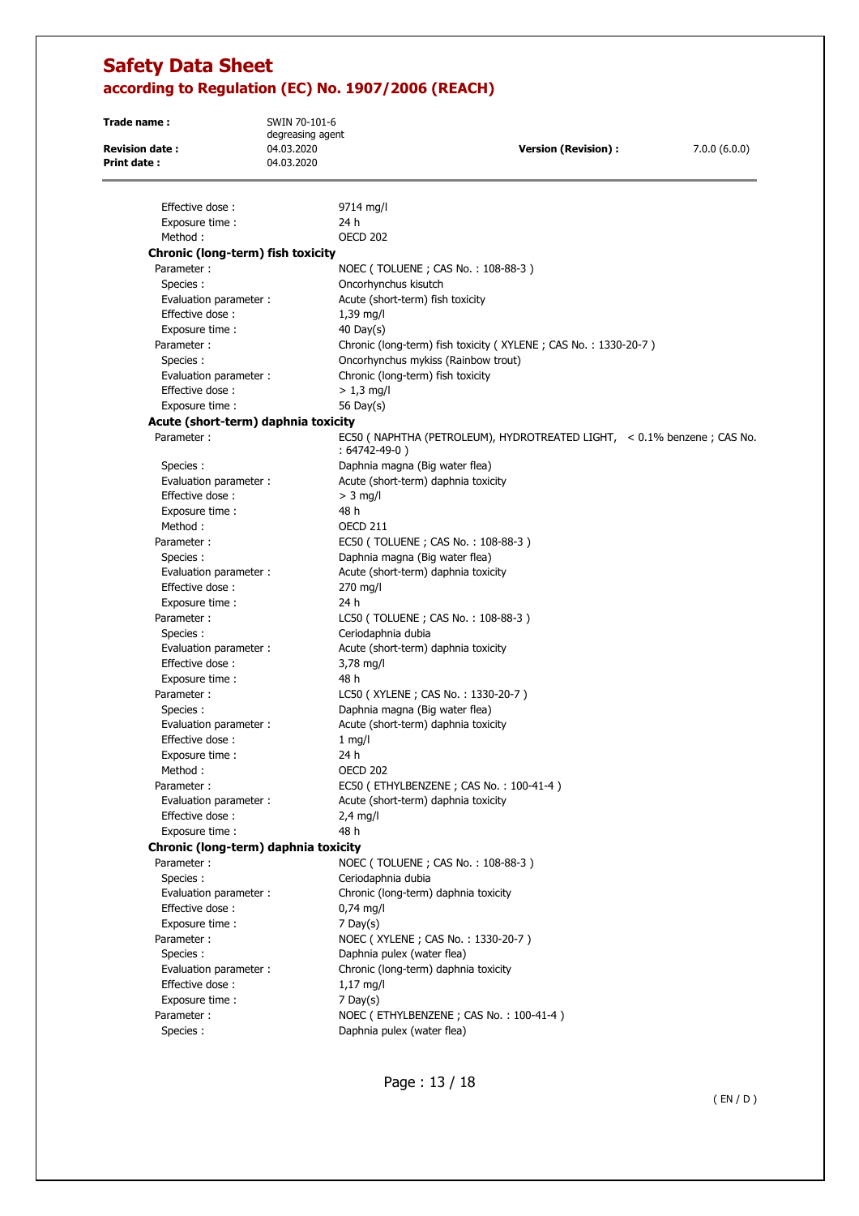Effective dose : 9714 mg/l
Exposure time : 24 h
Method : OECD 202

**Chronic (long-term) fish toxicity**

Parameter : NOEC ( TOLUENE ; CAS No. : 108-88-3 )
Species : Oncorhynchus kisutch
Evaluation parameter : Acute (short-term) fish toxicity
Effective dose : 1,39 mg/l
Exposure time : 40 Day(s)

Parameter : Chronic (long-term) fish toxicity ( XYLENE ; CAS No. : 1330-20-7 )
Species : Oncorhynchus mykiss (Rainbow trout)
Evaluation parameter : Chronic (long-term) fish toxicity
Effective dose : > 1,3 mg/l
Exposure time : 56 Day(s)

**Acute (short-term) daphnia toxicity**

Parameter : EC50 ( NAPHTHA (PETROLEUM), HYDROTREATED LIGHT, < 0.1% benzene ; CAS No. : 64742-49-0 )
Species : Daphnia magna (Big water flea)
Evaluation parameter : Acute (short-term) daphnia toxicity
Effective dose : > 3 mg/l
Exposure time : 48 h
Method : OECD 211

Parameter : EC50 ( TOLUENE ; CAS No. : 108-88-3 )
Species : Daphnia magna (Big water flea)
Evaluation parameter : Acute (short-term) daphnia toxicity
Effective dose : 270 mg/l
Exposure time : 24 h

Parameter : LC50 ( TOLUENE ; CAS No. : 108-88-3 )
Species : Ceriodaphnia dubia
Evaluation parameter : Acute (short-term) daphnia toxicity
Effective dose : 3,78 mg/l
Exposure time : 48 h

Parameter : LC50 ( XYLENE ; CAS No. : 1330-20-7 )
Species : Daphnia magna (Big water flea)
Evaluation parameter : Acute (short-term) daphnia toxicity
Effective dose : 1 mg/l
Exposure time : 24 h
Method : OECD 202

Parameter : EC50 ( ETHYLBENZENE ; CAS No. : 100-41-4 )
Evaluation parameter : Acute (short-term) daphnia toxicity
Effective dose : 2,4 mg/l
Exposure time : 48 h

**Chronic (long-term) daphnia toxicity**

Parameter : NOEC ( TOLUENE ; CAS No. : 108-88-3 )
Species : Ceriodaphnia dubia
Evaluation parameter : Chronic (long-term) daphnia toxicity
Effective dose : 0,74 mg/l
Exposure time : 7 Day(s)

Parameter : NOEC ( XYLENE ; CAS No. : 1330-20-7 )
Species : Daphnia pulex (water flea)
Evaluation parameter : Chronic (long-term) daphnia toxicity
Effective dose : 1,17 mg/l
Exposure time : 7 Day(s)

Parameter : NOEC ( ETHYLBENZENE ; CAS No. : 100-41-4 )
Species : Daphnia pulex (water flea)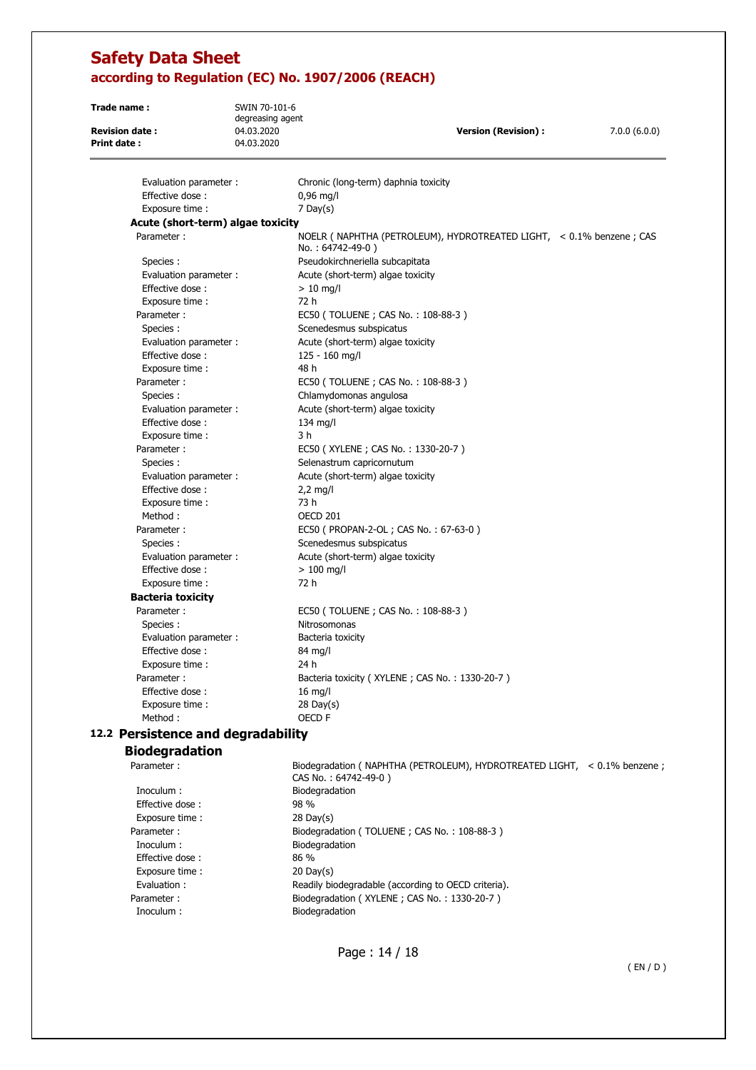Evaluation parameter : Chronic (long-term) daphnia toxicity
Effective dose : 0,96 mg/l
Exposure time : 7 Day(s)

**Acute (short-term) algae toxicity**

Parameter : NOELR ( NAPHTHA (PETROLEUM), HYDROTREATED LIGHT, < 0.1% benzene ; CAS No. : 64742-49-0 )
Species : Pseudokirchneriella subcapitata
Evaluation parameter : Acute (short-term) algae toxicity
Effective dose : > 10 mg/l
Exposure time : 72 h

Parameter : EC50 ( TOLUENE ; CAS No. : 108-88-3 )
Species : Scenedesmus subspicatus
Evaluation parameter : Acute (short-term) algae toxicity
Effective dose : 125 - 160 mg/l
Exposure time : 48 h

Parameter : EC50 ( TOLUENE ; CAS No. : 108-88-3 )
Species : Chlamydomonas angulosa
Evaluation parameter : Acute (short-term) algae toxicity
Effective dose : 134 mg/l
Exposure time : 3 h

Parameter : EC50 ( XYLENE ; CAS No. : 1330-20-7 )
Species : Selenastrum capricornutum
Evaluation parameter : Acute (short-term) algae toxicity
Effective dose : 2,2 mg/l
Exposure time : 73 h
Method : OECD 201

Parameter : EC50 ( PROPAN-2-OL ; CAS No. : 67-63-0 )
Species : Scenedesmus subspicatus
Evaluation parameter : Acute (short-term) algae toxicity
Effective dose : > 100 mg/l
Exposure time : 72 h

**Bacteria toxicity**

Parameter : EC50 ( TOLUENE ; CAS No. : 108-88-3 )
Species : Nitrosomonas
Evaluation parameter : Bacteria toxicity
Effective dose : 84 mg/l
Exposure time : 24 h

Parameter : Bacteria toxicity ( XYLENE ; CAS No. : 1330-20-7 )
Effective dose : 16 mg/l
Exposure time : 28 Day(s)
Method : OECD F

## 12.2 Persistence and degradability

### Biodegradation

Parameter : Biodegradation ( NAPHTHA (PETROLEUM), HYDROTREATED LIGHT, < 0.1% benzene ; CAS No. : 64742-49-0 )
Inoculum : Biodegradation
Effective dose : 98 %
Exposure time : 28 Day(s)

Parameter : Biodegradation ( TOLUENE ; CAS No. : 108-88-3 )
Inoculum : Biodegradation
Effective dose : 86 %
Exposure time : 20 Day(s)
Evaluation : Readily biodegradable (according to OECD criteria).

Parameter : Biodegradation ( XYLENE ; CAS No. : 1330-20-7 )
Inoculum : Biodegradation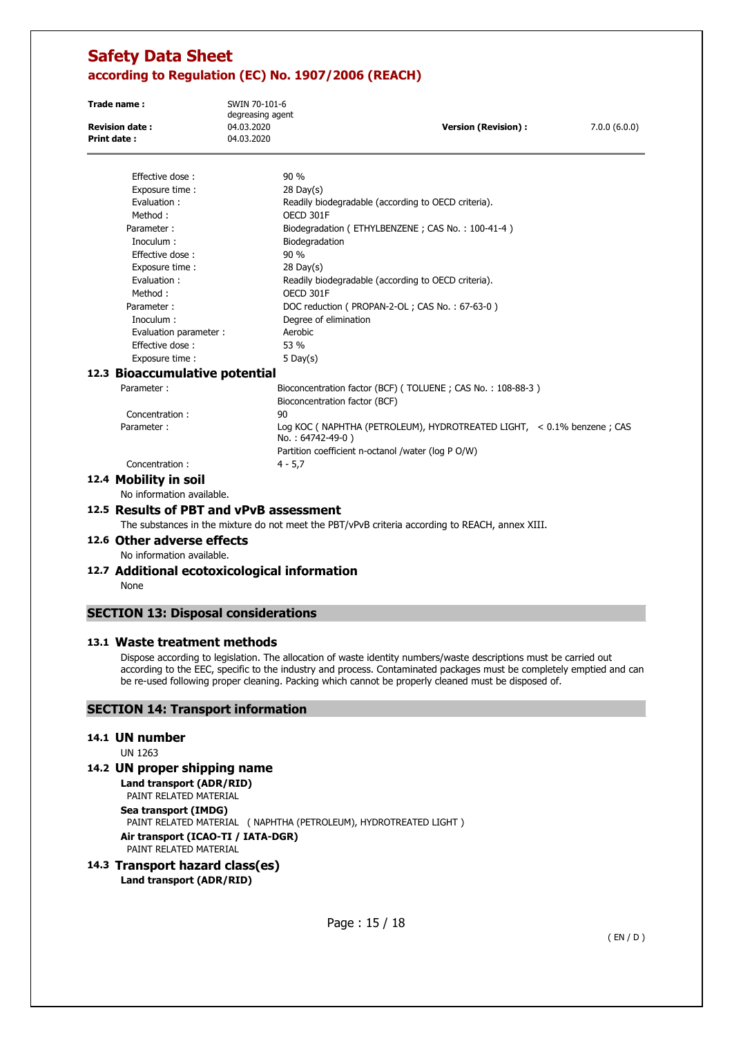| | |
|---|---|
| Effective dose : | 90 % |
| Exposure time : | 28 Day(s) |
| Evaluation : | Readily biodegradable (according to OECD criteria). |
| Method : | OECD 301F |
| Parameter : | Biodegradation ( ETHYLBENZENE ; CAS No. : 100-41-4 ) |
| Inoculum : | Biodegradation |
| Effective dose : | 90 % |
| Exposure time : | 28 Day(s) |
| Evaluation : | Readily biodegradable (according to OECD criteria). |
| Method : | OECD 301F |
| Parameter : | DOC reduction ( PROPAN-2-OL ; CAS No. : 67-63-0 ) |
| Inoculum : | Degree of elimination |
| Evaluation parameter : | Aerobic |
| Effective dose : | 53 % |
| Exposure time : | 5 Day(s) |

### 12.3 Bioaccumulative potential

| | |
|---|---|
| Parameter : | Bioconcentration factor (BCF) ( TOLUENE ; CAS No. : 108-88-3 ) |
| | Bioconcentration factor (BCF) |
| Concentration : | 90 |
| Parameter : | Log KOC ( NAPHTHA (PETROLEUM), HYDROTREATED LIGHT, < 0.1% benzene ; CAS No. : 64742-49-0 ) |
| | Partition coefficient n-octanol /water (log P O/W) |
| Concentration : | 4 - 5,7 |

### 12.4 Mobility in soil

No information available.

### 12.5 Results of PBT and vPvB assessment

The substances in the mixture do not meet the PBT/vPvB criteria according to REACH, annex XIII.

### 12.6 Other adverse effects

No information available.

### 12.7 Additional ecotoxicological information

None

## SECTION 13: Disposal considerations

### 13.1 Waste treatment methods

Dispose according to legislation. The allocation of waste identity numbers/waste descriptions must be carried out according to the EEC, specific to the industry and process. Contaminated packages must be completely emptied and can be re-used following proper cleaning. Packing which cannot be properly cleaned must be disposed of.

## SECTION 14: Transport information

### 14.1 UN number

UN 1263

### 14.2 UN proper shipping name

**Land transport (ADR/RID)**

PAINT RELATED MATERIAL

**Sea transport (IMDG)**

PAINT RELATED MATERIAL ( NAPHTHA (PETROLEUM), HYDROTREATED LIGHT )

**Air transport (ICAO-TI / IATA-DGR)**

PAINT RELATED MATERIAL

### 14.3 Transport hazard class(es)

**Land transport (ADR/RID)**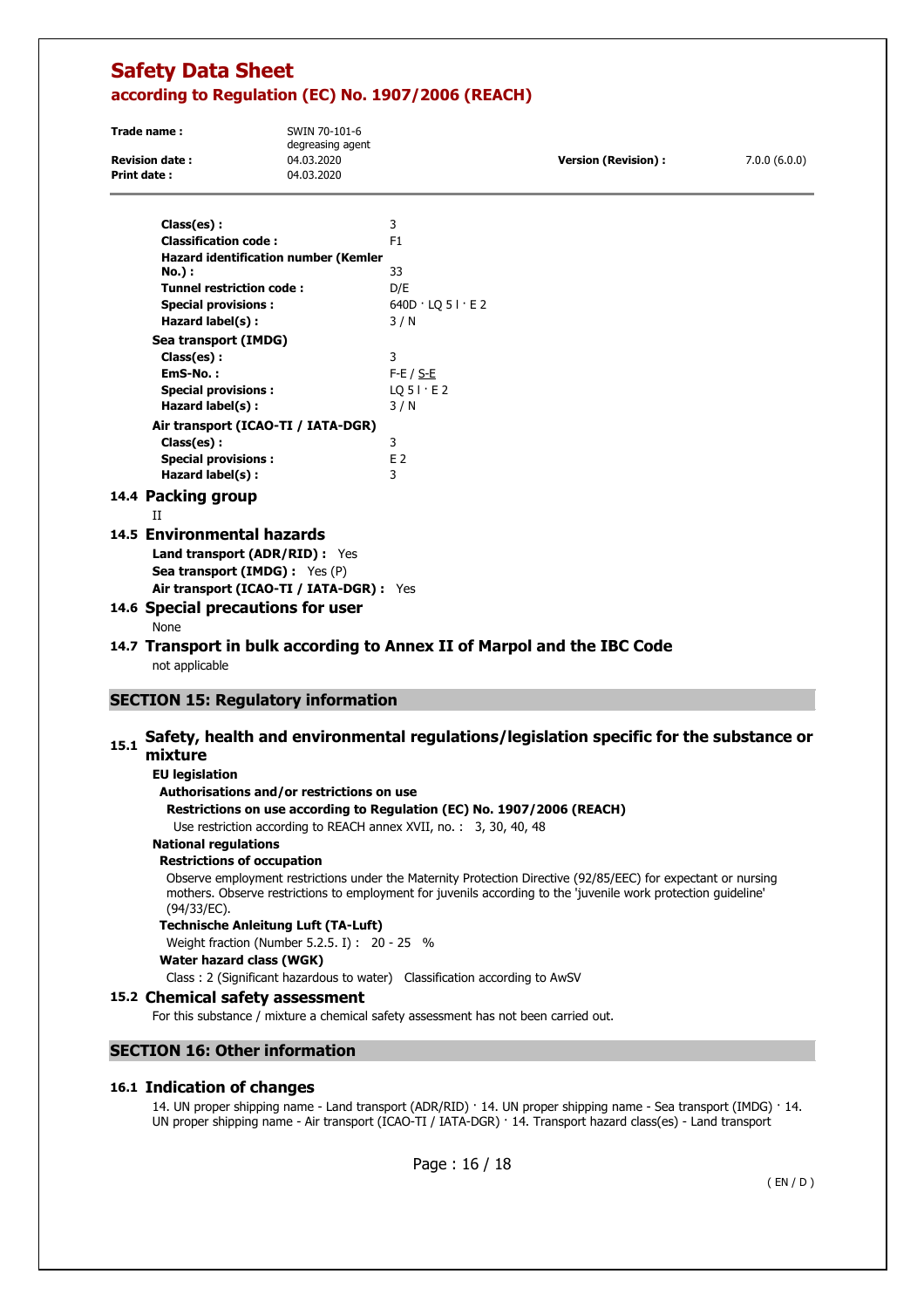**Class(es) :** 3
**Classification code :** F1
**Hazard identification number (Kemler No.) :** 33
**Tunnel restriction code :** D/E
**Special provisions :** 640D · LQ 5 l · E 2
**Hazard label(s) :** 3 / N

**Sea transport (IMDG)**

**Class(es) :** 3
**EmS-No. :** F-E / S-E
**Special provisions :** LQ 5 l · E 2
**Hazard label(s) :** 3 / N

**Air transport (ICAO-TI / IATA-DGR)**

**Class(es) :** 3
**Special provisions :** E 2
**Hazard label(s) :** 3

## 14.4 Packing group

II

## 14.5 Environmental hazards

**Land transport (ADR/RID) :** Yes
**Sea transport (IMDG) :** Yes (P)
**Air transport (ICAO-TI / IATA-DGR) :** Yes

## 14.6 Special precautions for user

None

## 14.7 Transport in bulk according to Annex II of Marpol and the IBC Code

not applicable

# SECTION 15: Regulatory information

## 15.1 Safety, health and environmental regulations/legislation specific for the substance or mixture

**EU legislation**

**Authorisations and/or restrictions on use**

**Restrictions on use according to Regulation (EC) No. 1907/2006 (REACH)**

Use restriction according to REACH annex XVII, no. : 3, 30, 40, 48

**National regulations**

**Restrictions of occupation**

Observe employment restrictions under the Maternity Protection Directive (92/85/EEC) for expectant or nursing mothers. Observe restrictions to employment for juvenils according to the 'juvenile work protection guideline' (94/33/EC).

**Technische Anleitung Luft (TA-Luft)**

Weight fraction (Number 5.2.5. I) : 20 - 25 %

**Water hazard class (WGK)**

Class : 2 (Significant hazardous to water) Classification according to AwSV

## 15.2 Chemical safety assessment

For this substance / mixture a chemical safety assessment has not been carried out.

# SECTION 16: Other information

## 16.1 Indication of changes

14. UN proper shipping name - Land transport (ADR/RID) · 14. UN proper shipping name - Sea transport (IMDG) · 14. UN proper shipping name - Air transport (ICAO-TI / IATA-DGR) · 14. Transport hazard class(es) - Land transport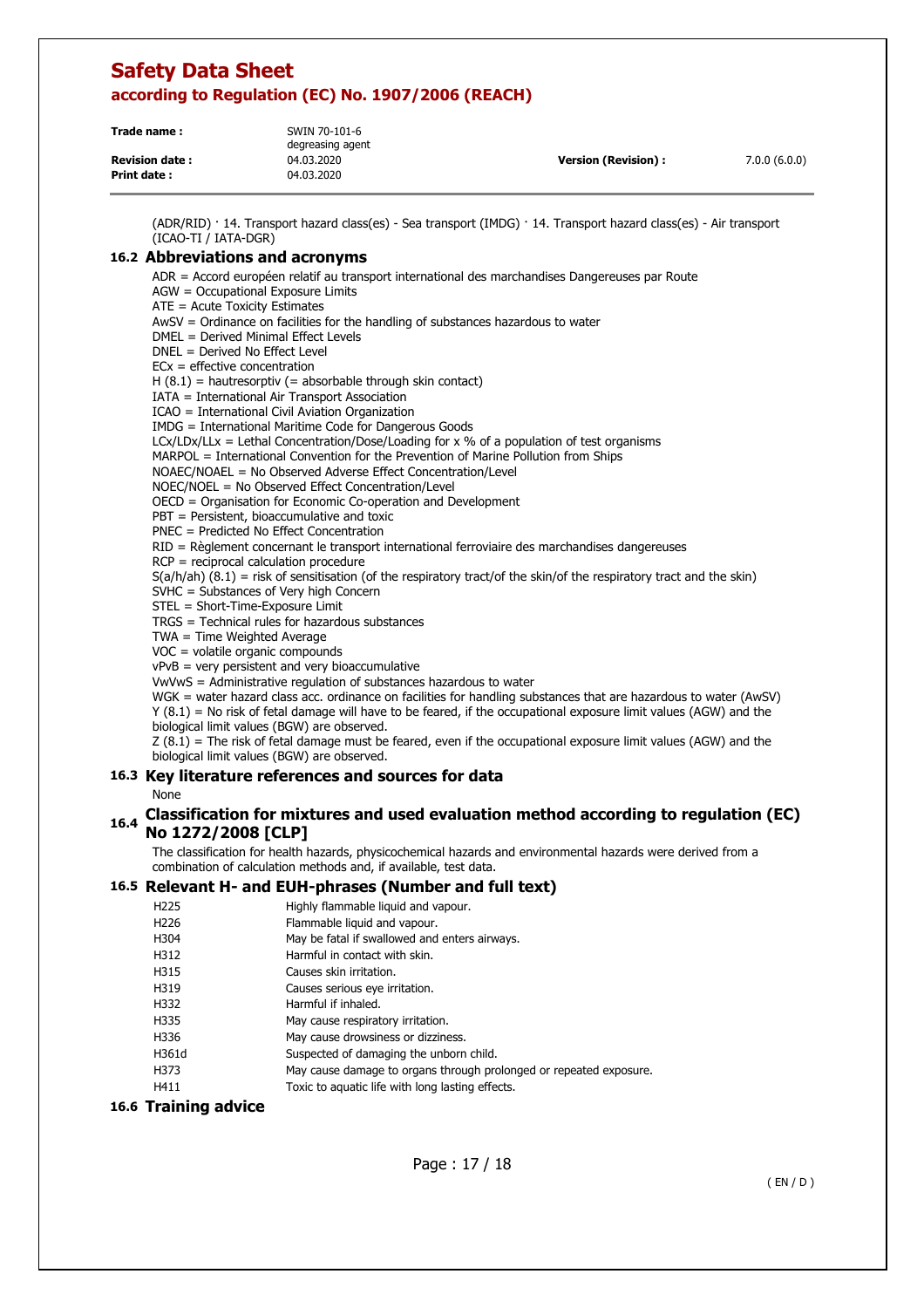(ADR/RID) · 14. Transport hazard class(es) - Sea transport (IMDG) · 14. Transport hazard class(es) - Air transport (ICAO-TI / IATA-DGR)

## 16.2 Abbreviations and acronyms

ADR = Accord européen relatif au transport international des marchandises Dangereuses par Route
AGW = Occupational Exposure Limits
ATE = Acute Toxicity Estimates
AwSV = Ordinance on facilities for the handling of substances hazardous to water
DMEL = Derived Minimal Effect Levels
DNEL = Derived No Effect Level
ECx = effective concentration
H (8.1) = hautresorptiv (= absorbable through skin contact)
IATA = International Air Transport Association
ICAO = International Civil Aviation Organization
IMDG = International Maritime Code for Dangerous Goods
LCx/LDx/LLx = Lethal Concentration/Dose/Loading for x % of a population of test organisms
MARPOL = International Convention for the Prevention of Marine Pollution from Ships
NOAEC/NOAEL = No Observed Adverse Effect Concentration/Level
NOEC/NOEL = No Observed Effect Concentration/Level
OECD = Organisation for Economic Co-operation and Development
PBT = Persistent, bioaccumulative and toxic
PNEC = Predicted No Effect Concentration
RID = Règlement concernant le transport international ferroviaire des marchandises dangereuses
RCP = reciprocal calculation procedure
S(a/h/ah) (8.1) = risk of sensitisation (of the respiratory tract/of the skin/of the respiratory tract and the skin)
SVHC = Substances of Very high Concern
STEL = Short-Time-Exposure Limit
TRGS = Technical rules for hazardous substances
TWA = Time Weighted Average
VOC = volatile organic compounds
vPvB = very persistent and very bioaccumulative
VwVwS = Administrative regulation of substances hazardous to water
WGK = water hazard class acc. ordinance on facilities for handling substances that are hazardous to water (AwSV)
Y (8.1) = No risk of fetal damage will have to be feared, if the occupational exposure limit values (AGW) and the biological limit values (BGW) are observed.
Z (8.1) = The risk of fetal damage must be feared, even if the occupational exposure limit values (AGW) and the biological limit values (BGW) are observed.

## 16.3 Key literature references and sources for data

None

## 16.4 Classification for mixtures and used evaluation method according to regulation (EC) No 1272/2008 [CLP]

The classification for health hazards, physicochemical hazards and environmental hazards were derived from a combination of calculation methods and, if available, test data.

## 16.5 Relevant H- and EUH-phrases (Number and full text)

| | |
|---|---|
| H225 | Highly flammable liquid and vapour. |
| H226 | Flammable liquid and vapour. |
| H304 | May be fatal if swallowed and enters airways. |
| H312 | Harmful in contact with skin. |
| H315 | Causes skin irritation. |
| H319 | Causes serious eye irritation. |
| H332 | Harmful if inhaled. |
| H335 | May cause respiratory irritation. |
| H336 | May cause drowsiness or dizziness. |
| H361d | Suspected of damaging the unborn child. |
| H373 | May cause damage to organs through prolonged or repeated exposure. |
| H411 | Toxic to aquatic life with long lasting effects. |

## 16.6 Training advice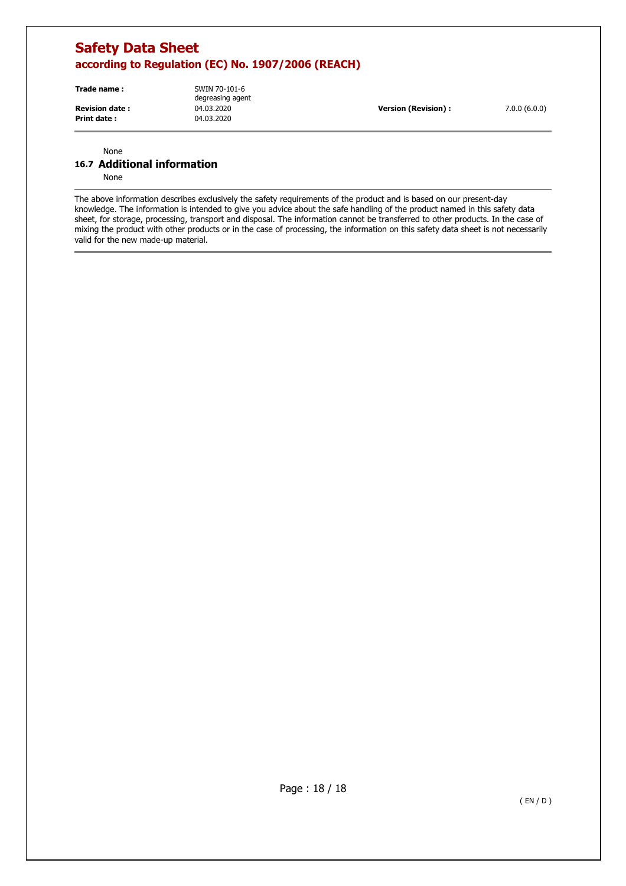None

### 16.7 Additional information

None

The above information describes exclusively the safety requirements of the product and is based on our present-day knowledge. The information is intended to give you advice about the safe handling of the product named in this safety data sheet, for storage, processing, transport and disposal. The information cannot be transferred to other products. In the case of mixing the product with other products or in the case of processing, the information on this safety data sheet is not necessarily valid for the new made-up material.